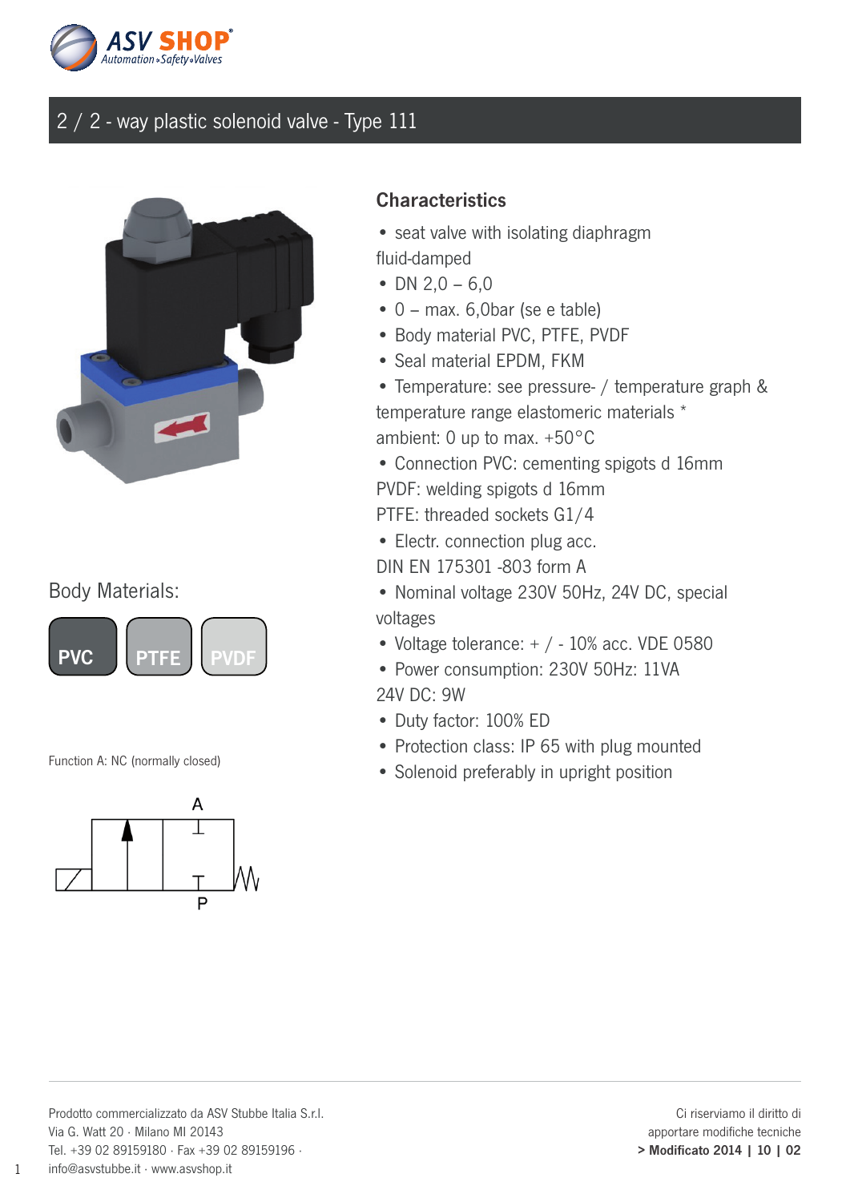# 2 / 2 - way plastic solenoid valve - Type 111

Body Materials:

PVC PTFE PVDF

Function A: NC (normally closed)

## Characteristics

- seat valve with isolating diaphragm fluid-damped
- DN 2,0 – 6,0
- 0 – max. 6,0bar (se e table)
- Body material PVC, PTFE, PVDF
- Seal material EPDM, FKM
- Temperature: see pressure- / temperature graph & temperature range elastomeric materials *
  ambient: 0 up to max. +50°C
- Connection PVC: cementing spigots d 16mm
  PVDF: welding spigots d 16mm
  PTFE: threaded sockets G1/4
- Electr. connection plug acc.
  DIN EN 175301 -803 form A
- Nominal voltage 230V 50Hz, 24V DC, special voltages
- Voltage tolerance: + / - 10% acc. VDE 0580
- Power consumption: 230V 50Hz: 11VA
  24V DC: 9W
- Duty factor: 100% ED
- Protection class: IP 65 with plug mounted
- Solenoid preferably in upright position

Prodotto commercializzato da ASV Stubbe Italia S.r.l.
Via G. Watt 20 · Milano MI 20143
Tel. +39 02 89159180 · Fax +39 02 89159196 ·
info@asvstubbe.it · www.asvshop.it

Ci riserviamo il diritto di
apportare modifiche tecniche
**> Modificato 2014 | 10 | 02**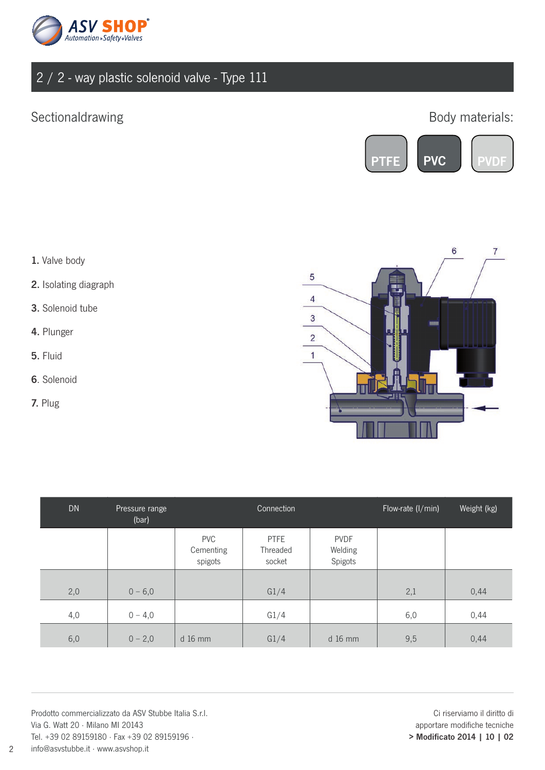# 2 / 2 - way plastic solenoid valve - Type 111

## Sectionaldrawing

Body materials:

PTFE | PVC | PVDF

1. Valve body
2. Isolating diagraph
3. Solenoid tube
4. Plunger
5. Fluid
6. Solenoid
7. Plug

| DN | Pressure range (bar) | Connection | | | Flow-rate (l/min) | Weight (kg) |
|---|---|---|---|---|---|---|
| | | PVC Cementing spigots | PTFE Threaded socket | PVDF Welding Spigots | | |
| 2,0 | 0 – 6,0 | | G1/4 | | 2,1 | 0,44 |
| 4,0 | 0 – 4,0 | | G1/4 | | 6,0 | 0,44 |
| 6,0 | 0 – 2,0 | d 16 mm | G1/4 | d 16 mm | 9,5 | 0,44 |

Prodotto commercializzato da ASV Stubbe Italia S.r.l.
Via G. Watt 20 · Milano MI 20143
Tel. +39 02 89159180 · Fax +39 02 89159196 ·
info@asvstubbe.it · www.asvshop.it

Ci riserviamo il diritto di apportare modifiche tecniche
**> Modificato 2014 | 10 | 02**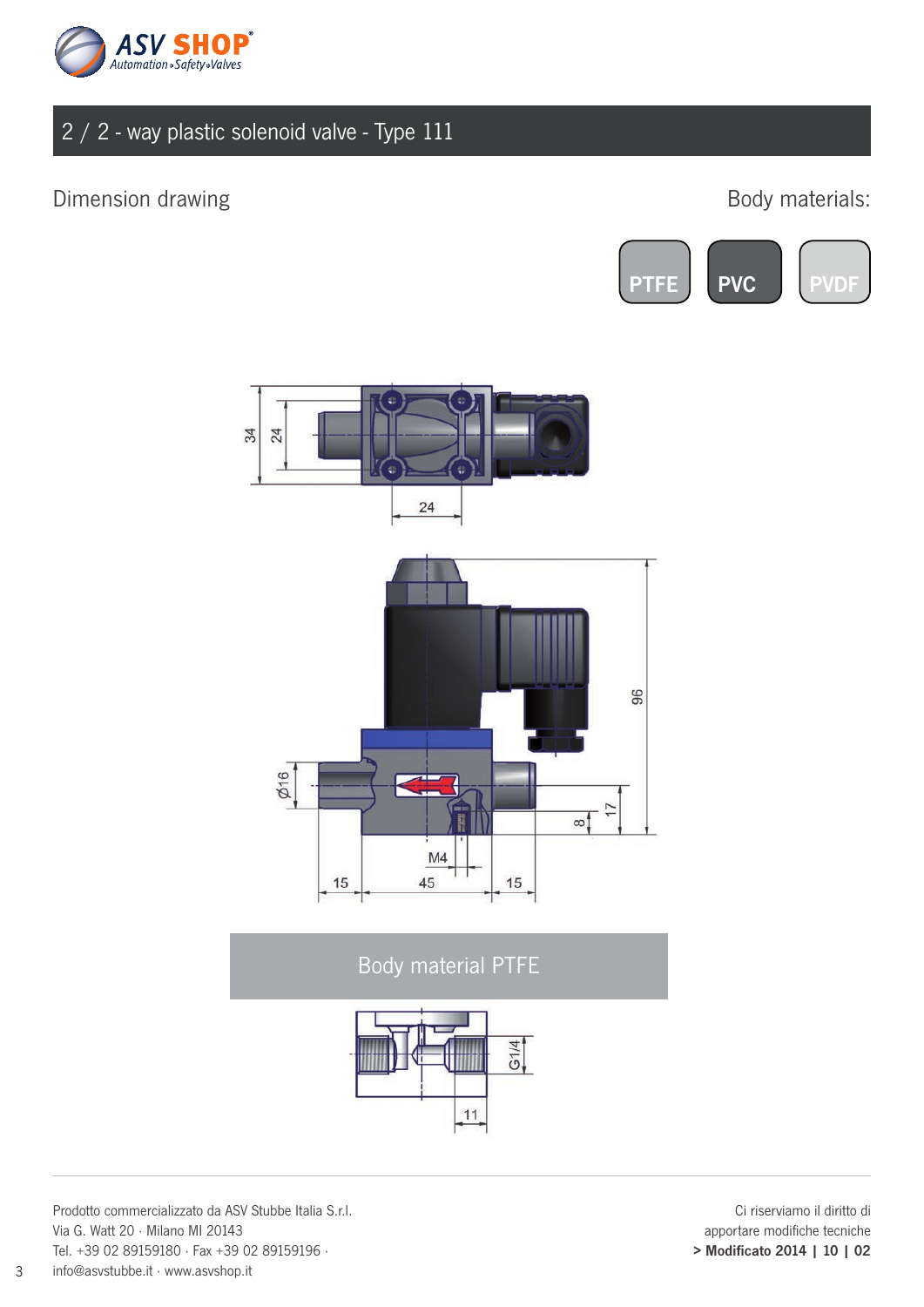# 2 / 2 - way plastic solenoid valve - Type 111

## Dimension drawing

Body materials:

PTFE PVC PVDF

### Body material PTFE

Prodotto commercializzato da ASV Stubbe Italia S.r.l.
Via G. Watt 20 · Milano MI 20143
Tel. +39 02 89159180 · Fax +39 02 89159196 ·
info@asvstubbe.it · www.asvshop.it

Ci riserviamo il diritto di
apportare modifiche tecniche
**> Modificato 2014 | 10 | 02**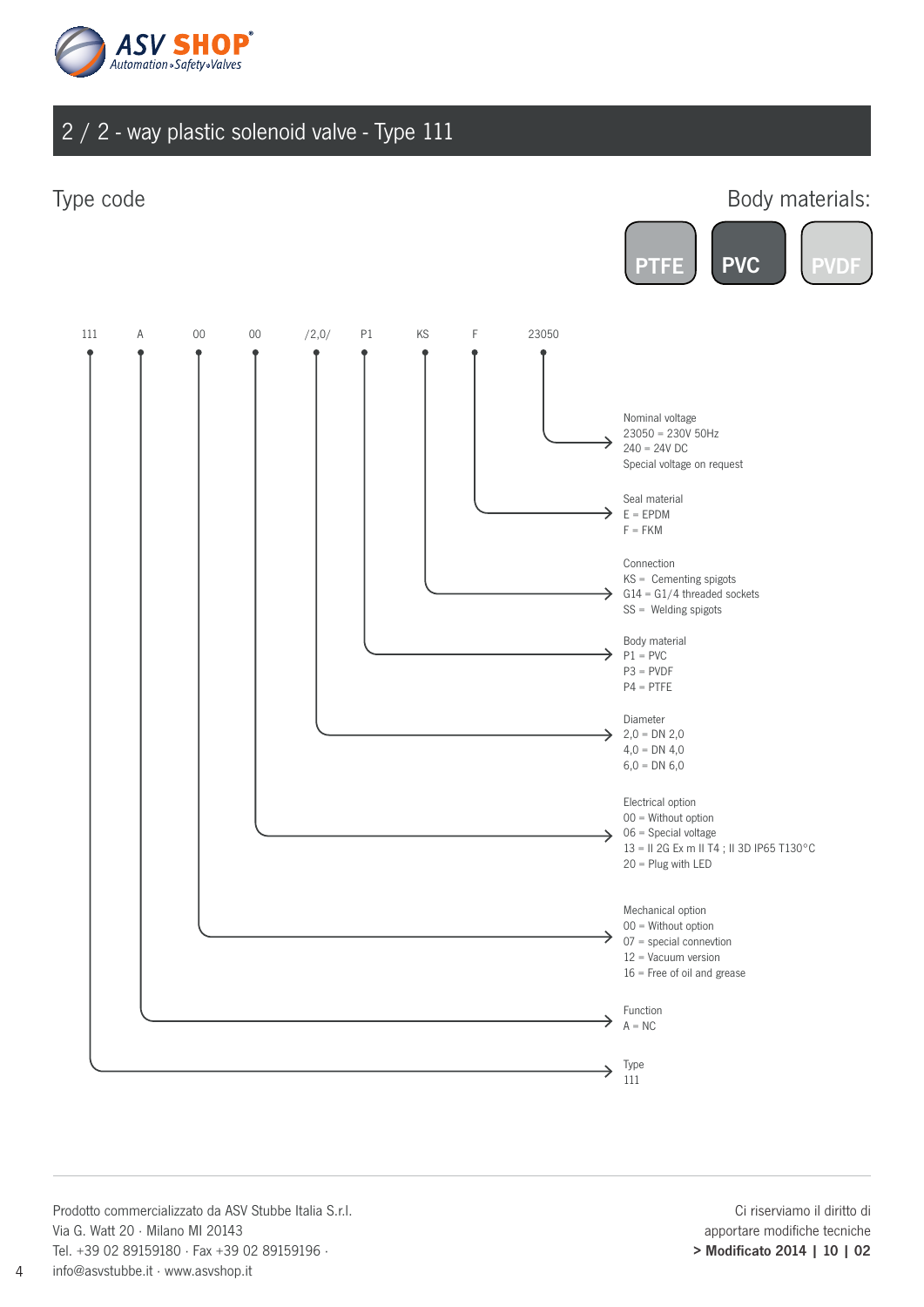ASV SHOP
Automation • Safety • Valves

# 2 / 2 - way plastic solenoid valve - Type 111

## Type code

Body materials:

PTFE | PVC | PVDF

111 &nbsp; A &nbsp; 00 &nbsp; 00 &nbsp; /2,0/ &nbsp; P1 &nbsp; KS &nbsp; F &nbsp; 23050

**Nominal voltage**
23050 = 230V 50Hz
240 = 24V DC
Special voltage on request

**Seal material**
E = EPDM
F = FKM

**Connection**
KS = Cementing spigots
G14 = G1/4 threaded sockets
SS = Welding spigots

**Body material**
P1 = PVC
P3 = PVDF
P4 = PTFE

**Diameter**
2,0 = DN 2,0
4,0 = DN 4,0
6,0 = DN 6,0

**Electrical option**
00 = Without option
06 = Special voltage
13 = II 2G Ex m II T4 ; II 3D IP65 T130°C
20 = Plug with LED

**Mechanical option**
00 = Without option
07 = special connevtion
12 = Vacuum version
16 = Free of oil and grease

**Function**
A = NC

**Type**
111

Prodotto commercializzato da ASV Stubbe Italia S.r.l.
Via G. Watt 20 · Milano MI 20143
Tel. +39 02 89159180 · Fax +39 02 89159196 ·
info@asvstubbe.it · www.asvshop.it

Ci riserviamo il diritto di
apportare modifiche tecniche
**> Modificato 2014 | 10 | 02**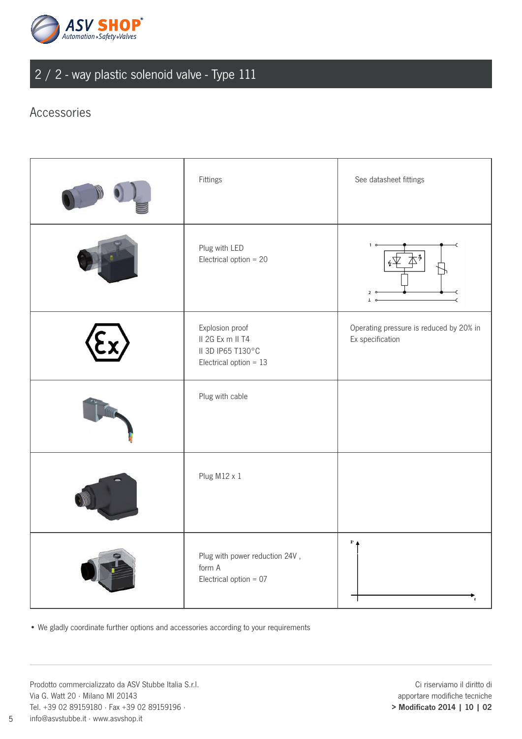## 2 / 2 - way plastic solenoid valve - Type 111

### Accessories

| | | |
|---|---|---|
| | Fittings | See datasheet fittings |
| | Plug with LED<br>Electrical option = 20 | |
| | Explosion proof<br>II 2G Ex m II T4<br>II 3D IP65 T130°C<br>Electrical option = 13 | Operating pressure is reduced by 20% in Ex specification |
| | Plug with cable | |
| | Plug M12 x 1 | |
| | Plug with power reduction 24V ,<br>form A<br>Electrical option = 07 | |

• We gladly coordinate further options and accessories according to your requirements

Prodotto commercializzato da ASV Stubbe Italia S.r.l.
Via G. Watt 20 · Milano MI 20143
Tel. +39 02 89159180 · Fax +39 02 89159196 ·
info@asvstubbe.it · www.asvshop.it

Ci riserviamo il diritto di
apportare modifiche tecniche
**> Modificato 2014 | 10 | 02**